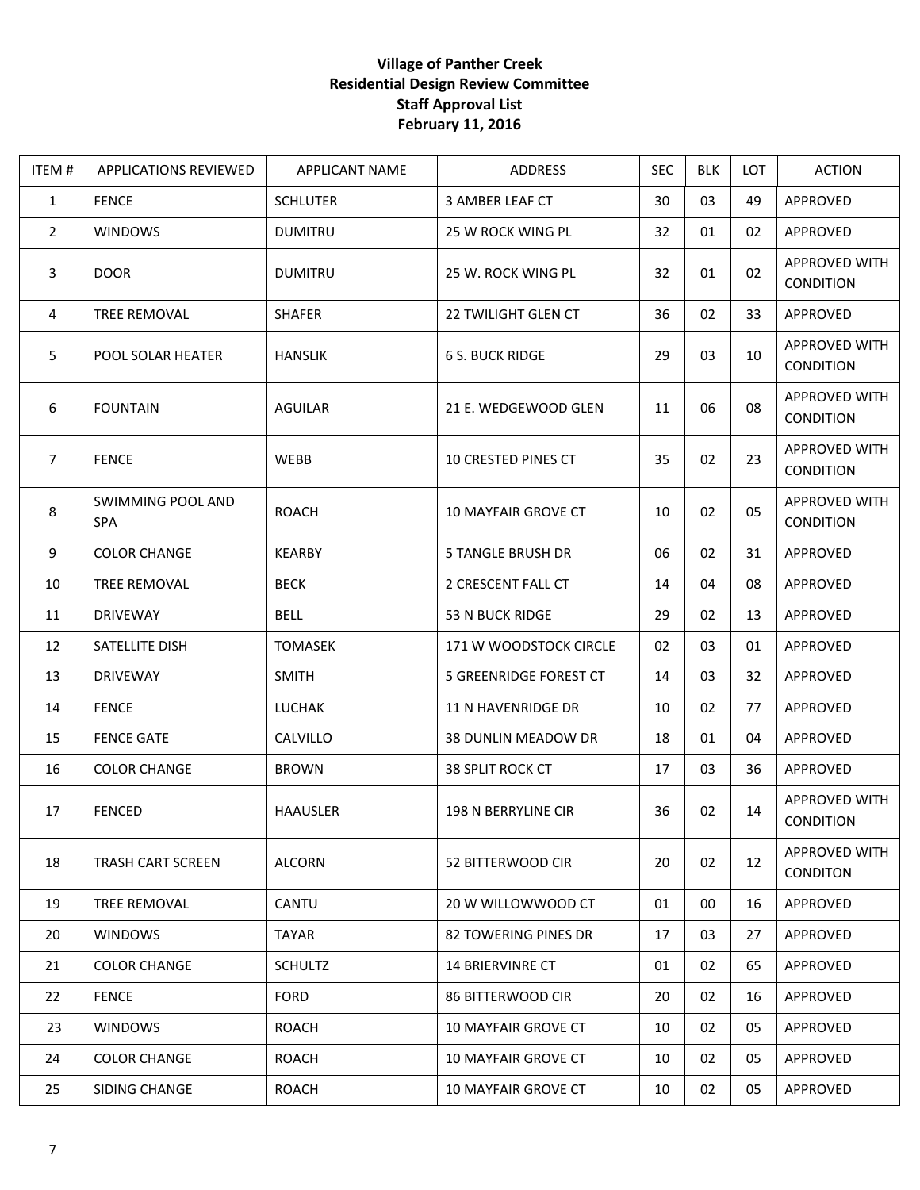# Village of Panther Creek
## Residential Design Review Committee
## Staff Approval List
## February 11, 2016

| ITEM # | APPLICATIONS REVIEWED | APPLICANT NAME | ADDRESS | SEC | BLK | LOT | ACTION |
|---|---|---|---|---|---|---|---|
| 1 | FENCE | SCHLUTER | 3 AMBER LEAF CT | 30 | 03 | 49 | APPROVED |
| 2 | WINDOWS | DUMITRU | 25 W ROCK WING PL | 32 | 01 | 02 | APPROVED |
| 3 | DOOR | DUMITRU | 25 W. ROCK WING PL | 32 | 01 | 02 | APPROVED WITH CONDITION |
| 4 | TREE REMOVAL | SHAFER | 22 TWILIGHT GLEN CT | 36 | 02 | 33 | APPROVED |
| 5 | POOL SOLAR HEATER | HANSLIK | 6 S. BUCK RIDGE | 29 | 03 | 10 | APPROVED WITH CONDITION |
| 6 | FOUNTAIN | AGUILAR | 21 E. WEDGEWOOD GLEN | 11 | 06 | 08 | APPROVED WITH CONDITION |
| 7 | FENCE | WEBB | 10 CRESTED PINES CT | 35 | 02 | 23 | APPROVED WITH CONDITION |
| 8 | SWIMMING POOL AND SPA | ROACH | 10 MAYFAIR GROVE CT | 10 | 02 | 05 | APPROVED WITH CONDITION |
| 9 | COLOR CHANGE | KEARBY | 5 TANGLE BRUSH DR | 06 | 02 | 31 | APPROVED |
| 10 | TREE REMOVAL | BECK | 2 CRESCENT FALL CT | 14 | 04 | 08 | APPROVED |
| 11 | DRIVEWAY | BELL | 53 N BUCK RIDGE | 29 | 02 | 13 | APPROVED |
| 12 | SATELLITE DISH | TOMASEK | 171 W WOODSTOCK CIRCLE | 02 | 03 | 01 | APPROVED |
| 13 | DRIVEWAY | SMITH | 5 GREENRIDGE FOREST CT | 14 | 03 | 32 | APPROVED |
| 14 | FENCE | LUCHAK | 11 N HAVENRIDGE DR | 10 | 02 | 77 | APPROVED |
| 15 | FENCE GATE | CALVILLO | 38 DUNLIN MEADOW DR | 18 | 01 | 04 | APPROVED |
| 16 | COLOR CHANGE | BROWN | 38 SPLIT ROCK CT | 17 | 03 | 36 | APPROVED |
| 17 | FENCED | HAAUSLER | 198 N BERRYLINE CIR | 36 | 02 | 14 | APPROVED WITH CONDITION |
| 18 | TRASH CART SCREEN | ALCORN | 52 BITTERWOOD CIR | 20 | 02 | 12 | APPROVED WITH CONDITON |
| 19 | TREE REMOVAL | CANTU | 20 W WILLOWWOOD CT | 01 | 00 | 16 | APPROVED |
| 20 | WINDOWS | TAYAR | 82 TOWERING PINES DR | 17 | 03 | 27 | APPROVED |
| 21 | COLOR CHANGE | SCHULTZ | 14 BRIERVINRE CT | 01 | 02 | 65 | APPROVED |
| 22 | FENCE | FORD | 86 BITTERWOOD CIR | 20 | 02 | 16 | APPROVED |
| 23 | WINDOWS | ROACH | 10 MAYFAIR GROVE CT | 10 | 02 | 05 | APPROVED |
| 24 | COLOR CHANGE | ROACH | 10 MAYFAIR GROVE CT | 10 | 02 | 05 | APPROVED |
| 25 | SIDING CHANGE | ROACH | 10 MAYFAIR GROVE CT | 10 | 02 | 05 | APPROVED |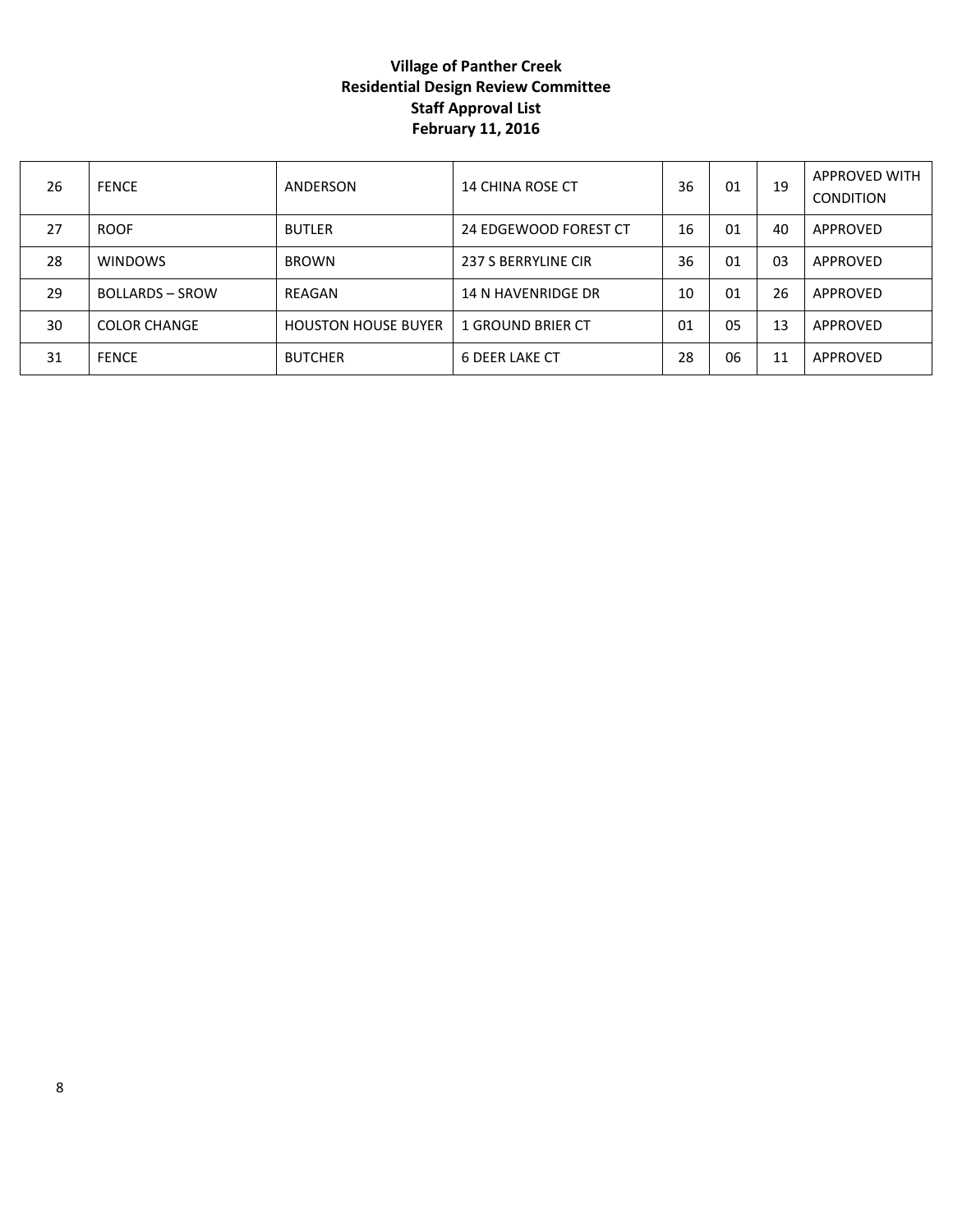**Village of Panther Creek**
**Residential Design Review Committee**
**Staff Approval List**
**February 11, 2016**

| | | | | | | | |
|---|---|---|---|---|---|---|---|
| 26 | FENCE | ANDERSON | 14 CHINA ROSE CT | 36 | 01 | 19 | APPROVED WITH CONDITION |
| 27 | ROOF | BUTLER | 24 EDGEWOOD FOREST CT | 16 | 01 | 40 | APPROVED |
| 28 | WINDOWS | BROWN | 237 S BERRYLINE CIR | 36 | 01 | 03 | APPROVED |
| 29 | BOLLARDS – SROW | REAGAN | 14 N HAVENRIDGE DR | 10 | 01 | 26 | APPROVED |
| 30 | COLOR CHANGE | HOUSTON HOUSE BUYER | 1 GROUND BRIER CT | 01 | 05 | 13 | APPROVED |
| 31 | FENCE | BUTCHER | 6 DEER LAKE CT | 28 | 06 | 11 | APPROVED |